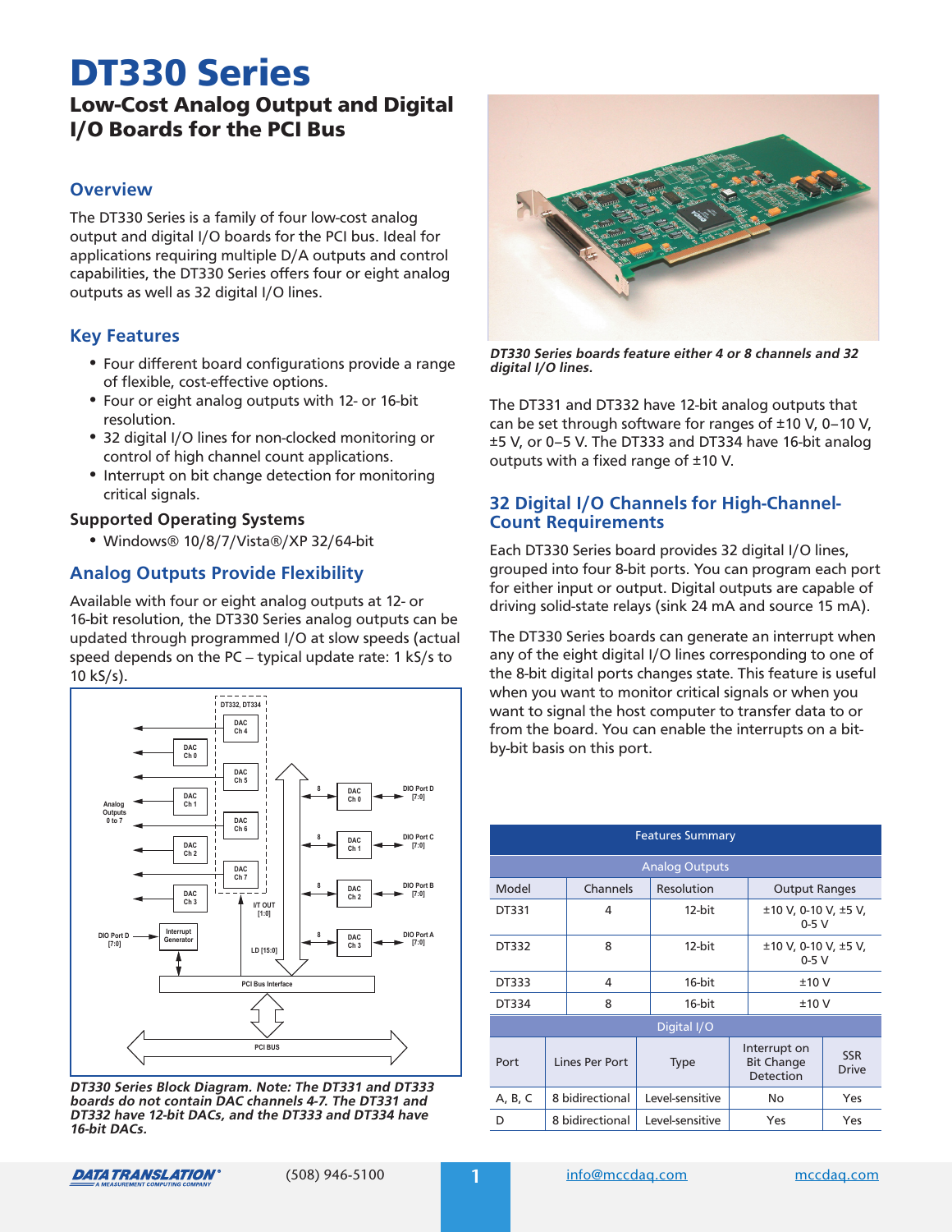# DT330 Series

## Low-Cost Analog Output and Digital I/O Boards for the PCI Bus

### Overview

The DT330 Series is a family of four low-cost analog output and digital I/O boards for the PCI bus. Ideal for applications requiring multiple D/A outputs and control capabilities, the DT330 Series offers four or eight analog outputs as well as 32 digital I/O lines.

### Key Features

- Four different board configurations provide a range of flexible, cost-effective options.
- Four or eight analog outputs with 12- or 16-bit resolution.
- 32 digital I/O lines for non-clocked monitoring or control of high channel count applications.
- Interrupt on bit change detection for monitoring critical signals.

**Supported Operating Systems**

- Windows® 10/8/7/Vista®/XP 32/64-bit

### Analog Outputs Provide Flexibility

Available with four or eight analog outputs at 12- or 16-bit resolution, the DT330 Series analog outputs can be updated through programmed I/O at slow speeds (actual speed depends on the PC – typical update rate: 1 kS/s to 10 kS/s).

*DT330 Series Block Diagram. Note: The DT331 and DT333 boards do not contain DAC channels 4-7. The DT331 and DT332 have 12-bit DACs, and the DT333 and DT334 have 16-bit DACs.*

*DT330 Series boards feature either 4 or 8 channels and 32 digital I/O lines.*

The DT331 and DT332 have 12-bit analog outputs that can be set through software for ranges of ±10 V, 0–10 V, ±5 V, or 0–5 V. The DT333 and DT334 have 16-bit analog outputs with a fixed range of ±10 V.

### 32 Digital I/O Channels for High-Channel-Count Requirements

Each DT330 Series board provides 32 digital I/O lines, grouped into four 8-bit ports. You can program each port for either input or output. Digital outputs are capable of driving solid-state relays (sink 24 mA and source 15 mA).

The DT330 Series boards can generate an interrupt when any of the eight digital I/O lines corresponding to one of the 8-bit digital ports changes state. This feature is useful when you want to monitor critical signals or when you want to signal the host computer to transfer data to or from the board. You can enable the interrupts on a bit-by-bit basis on this port.

**Features Summary**

**Analog Outputs**

| Model | Channels | Resolution | Output Ranges |
|---|---|---|---|
| DT331 | 4 | 12-bit | ±10 V, 0-10 V, ±5 V, 0-5 V |
| DT332 | 8 | 12-bit | ±10 V, 0-10 V, ±5 V, 0-5 V |
| DT333 | 4 | 16-bit | ±10 V |
| DT334 | 8 | 16-bit | ±10 V |

**Digital I/O**

| Port | Lines Per Port | Type | Interrupt on Bit Change Detection | SSR Drive |
|---|---|---|---|---|
| A, B, C | 8 bidirectional | Level-sensitive | No | Yes |
| D | 8 bidirectional | Level-sensitive | Yes | Yes |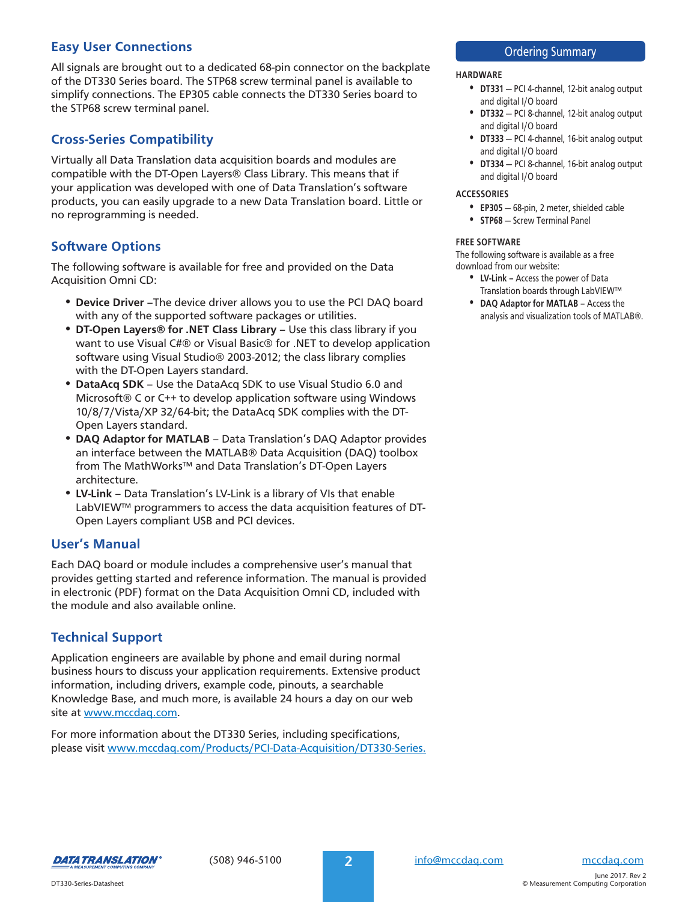## Easy User Connections

All signals are brought out to a dedicated 68-pin connector on the backplate of the DT330 Series board. The STP68 screw terminal panel is available to simplify connections. The EP305 cable connects the DT330 Series board to the STP68 screw terminal panel.

## Cross-Series Compatibility

Virtually all Data Translation data acquisition boards and modules are compatible with the DT-Open Layers® Class Library. This means that if your application was developed with one of Data Translation's software products, you can easily upgrade to a new Data Translation board. Little or no reprogramming is needed.

## Software Options

The following software is available for free and provided on the Data Acquisition Omni CD:

- **Device Driver** –The device driver allows you to use the PCI DAQ board with any of the supported software packages or utilities.
- **DT-Open Layers® for .NET Class Library** – Use this class library if you want to use Visual C#® or Visual Basic® for .NET to develop application software using Visual Studio® 2003-2012; the class library complies with the DT-Open Layers standard.
- **DataAcq SDK** – Use the DataAcq SDK to use Visual Studio 6.0 and Microsoft® C or C++ to develop application software using Windows 10/8/7/Vista/XP 32/64-bit; the DataAcq SDK complies with the DT-Open Layers standard.
- **DAQ Adaptor for MATLAB** – Data Translation's DAQ Adaptor provides an interface between the MATLAB® Data Acquisition (DAQ) toolbox from The MathWorks™ and Data Translation's DT-Open Layers architecture.
- **LV-Link** – Data Translation's LV-Link is a library of VIs that enable LabVIEW™ programmers to access the data acquisition features of DT-Open Layers compliant USB and PCI devices.

## User's Manual

Each DAQ board or module includes a comprehensive user's manual that provides getting started and reference information. The manual is provided in electronic (PDF) format on the Data Acquisition Omni CD, included with the module and also available online.

## Technical Support

Application engineers are available by phone and email during normal business hours to discuss your application requirements. Extensive product information, including drivers, example code, pinouts, a searchable Knowledge Base, and much more, is available 24 hours a day on our web site at www.mccdaq.com.

For more information about the DT330 Series, including specifications, please visit www.mccdaq.com/Products/PCI-Data-Acquisition/DT330-Series.

## Ordering Summary

**HARDWARE**

- **DT331** — PCI 4-channel, 12-bit analog output and digital I/O board
- **DT332** — PCI 8-channel, 12-bit analog output and digital I/O board
- **DT333** — PCI 4-channel, 16-bit analog output and digital I/O board
- **DT334** — PCI 8-channel, 16-bit analog output and digital I/O board

**ACCESSORIES**

- **EP305** — 68-pin, 2 meter, shielded cable
- **STP68** — Screw Terminal Panel

**FREE SOFTWARE**

The following software is available as a free download from our website:

- **LV-Link –** Access the power of Data Translation boards through LabVIEW™
- **DAQ Adaptor for MATLAB –** Access the analysis and visualization tools of MATLAB®.

(508) 946-5100 info@mccdaq.com mccdaq.com

DT330-Series-Datasheet

June 2017. Rev 2
© Measurement Computing Corporation